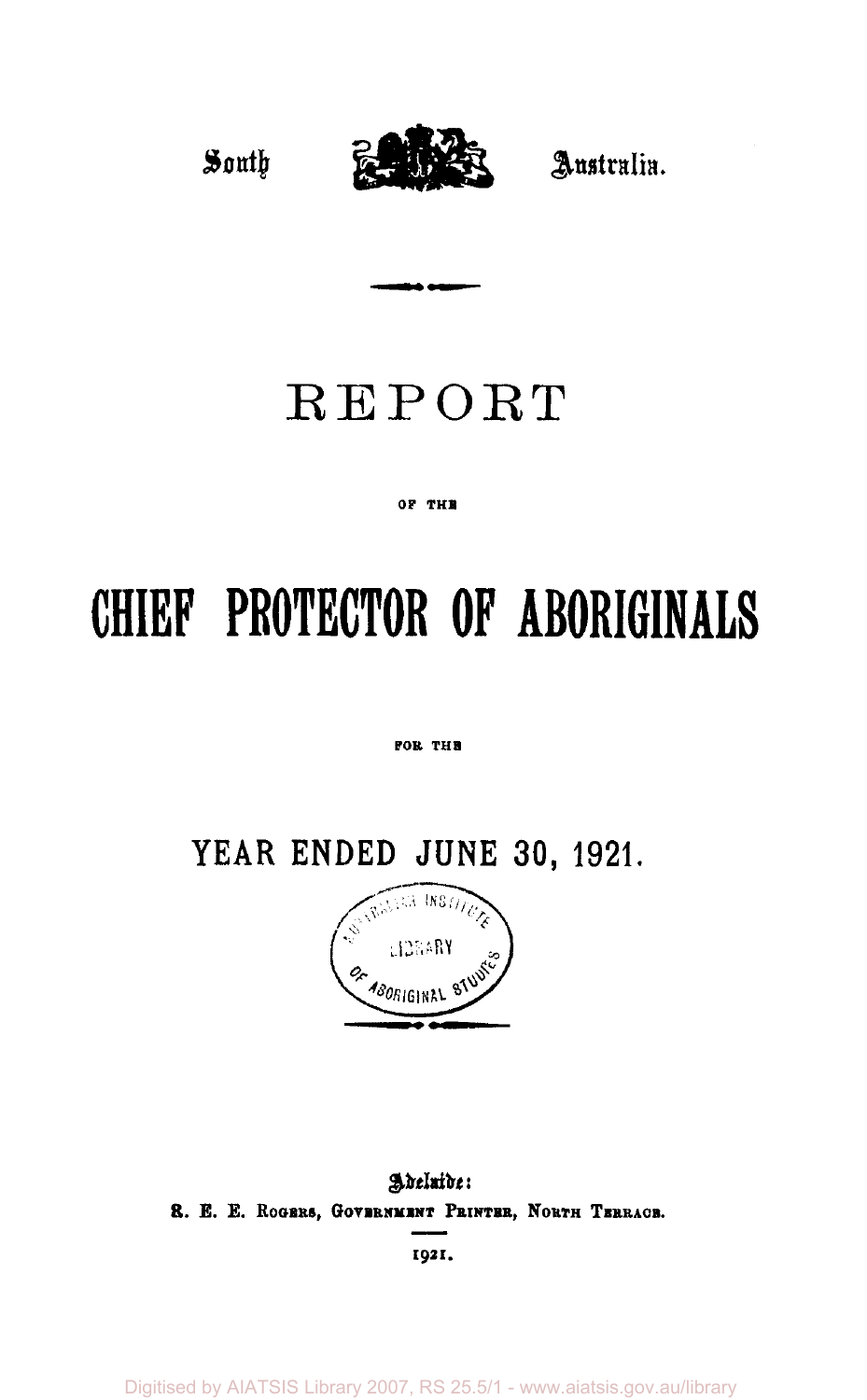South Australia.

# REPORT

OF THE

# CHIEF PROTECTOR OF ABORIGINALS

FOR THE

## YEAR ENDED JUNE 30, 1921.

Adelaide:
R. E. E. ROGERS, GOVERNMENT PRINTER, NORTH TERRACE.

1921.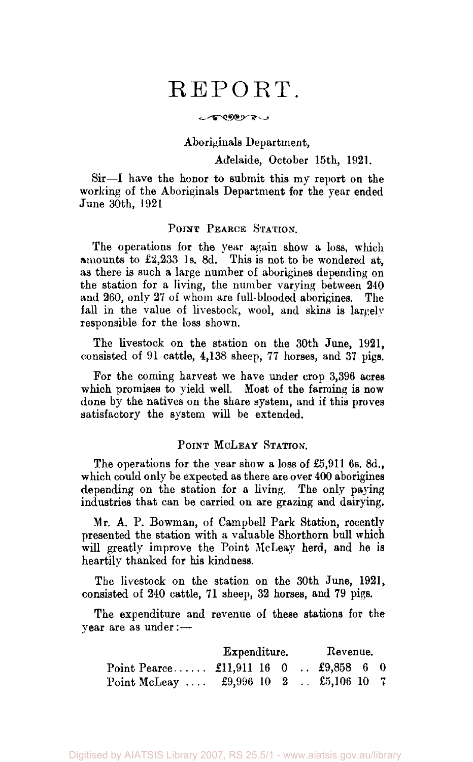# REPORT.

Aboriginals Department,

Adelaide, October 15th, 1921.

Sir—I have the honor to submit this my report on the working of the Aboriginals Department for the year ended June 30th, 1921

## POINT PEARCE STATION.

The operations for the year again show a loss, which amounts to £2,233 1s. 8d. This is not to be wondered at, as there is such a large number of aborigines depending on the station for a living, the number varying between 240 and 260, only 27 of whom are full-blooded aborigines. The fall in the value of livestock, wool, and skins is largely responsible for the loss shown.

The livestock on the station on the 30th June, 1921, consisted of 91 cattle, 4,138 sheep, 77 horses, and 37 pigs.

For the coming harvest we have under crop 3,396 acres which promises to yield well. Most of the farming is now done by the natives on the share system, and if this proves satisfactory the system will be extended.

## POINT McLEAY STATION.

The operations for the year show a loss of £5,911 6s. 8d., which could only be expected as there are over 400 aborigines depending on the station for a living. The only paying industries that can be carried on are grazing and dairying.

Mr. A. P. Bowman, of Campbell Park Station, recently presented the station with a valuable Shorthorn bull which will greatly improve the Point McLeay herd, and he is heartily thanked for his kindness.

The livestock on the station on the 30th June, 1921, consisted of 240 cattle, 71 sheep, 32 horses, and 79 pigs.

The expenditure and revenue of these stations for the year are as under:—

| | Expenditure. | Revenue. |
|---|---|---|
| Point Pearce | £11,911 16 0 | £9,858 6 0 |
| Point McLeay | £9,996 10 2 | £5,106 10 7 |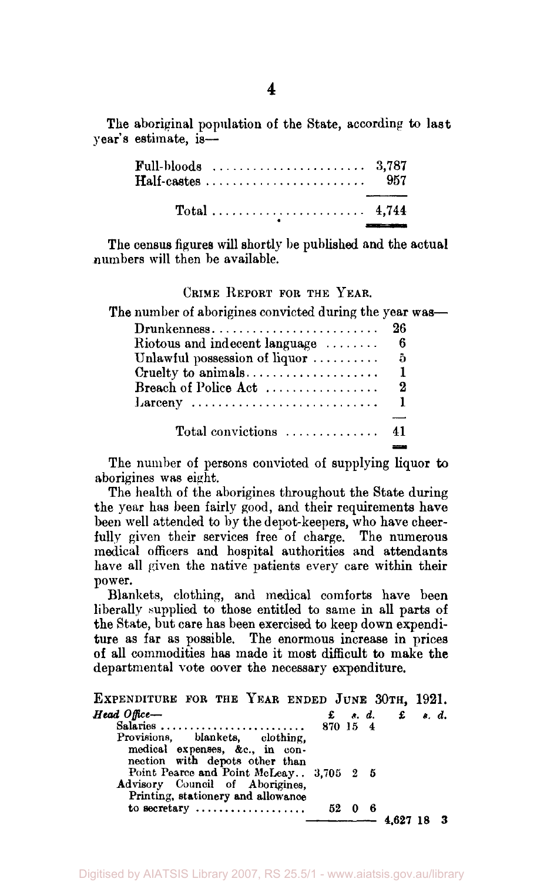The aboriginal population of the State, according to last year's estimate, is—

| | |
|---|---|
| Full-bloods | 3,787 |
| Half-castes | 957 |
| Total | 4,744 |

The census figures will shortly be published and the actual numbers will then be available.

## Crime Report for the Year.

The number of aborigines convicted during the year was—

| | |
|---|---|
| Drunkenness | 26 |
| Riotous and indecent language | 6 |
| Unlawful possession of liquor | 5 |
| Cruelty to animals | 1 |
| Breach of Police Act | 2 |
| Larceny | 1 |
| Total convictions | 41 |

The number of persons convicted of supplying liquor to aborigines was eight.

The health of the aborigines throughout the State during the year has been fairly good, and their requirements have been well attended to by the depot-keepers, who have cheerfully given their services free of charge. The numerous medical officers and hospital authorities and attendants have all given the native patients every care within their power.

Blankets, clothing, and medical comforts have been liberally supplied to those entitled to same in all parts of the State, but care has been exercised to keep down expenditure as far as possible. The enormous increase in prices of all commodities has made it most difficult to make the departmental vote oover the necessary expenditure.

## Expenditure for the Year ended June 30th, 1921.

| *Head Office*— | £ s. d. | £ s. d. |
|---|---|---|
| Salaries | 870 15 4 | |
| Provisions, blankets, clothing, medical expenses, &c., in connection with depots other than Point Pearce and Point McLeay | 3,705 2 5 | |
| Advisory Council of Aborigines, Printing, stationery and allowance to secretary | 52 0 6 | |
| | | 4,627 18 3 |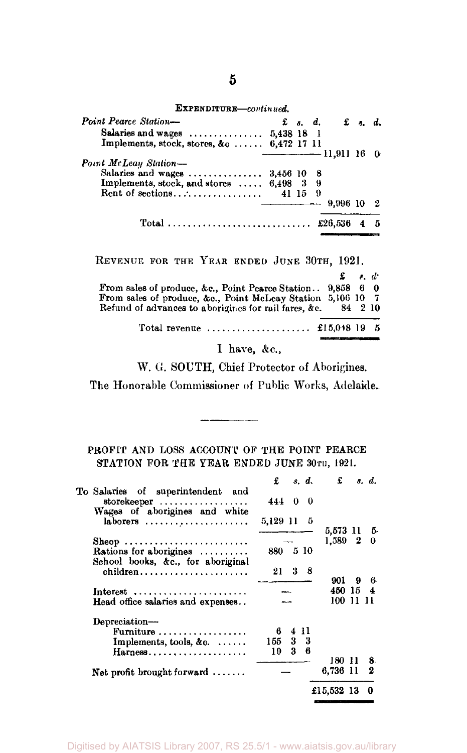EXPENDITURE—*continued.*

| | £ s. d. | £ s. d. |
|---|---|---|
| *Point Pearce Station*— | | |
| Salaries and wages | 5,438 18 1 | |
| Implements, stock, stores, &c | 6,472 17 11 | |
| | | 11,911 16 0 |
| *Point McLeay Station*— | | |
| Salaries and wages | 3,456 10 8 | |
| Implements, stock, and stores | 6,498 3 9 | |
| Rent of sections | 41 15 9 | |
| | | 9,996 10 2 |
| Total | | £26,536 4 5 |

REVENUE FOR THE YEAR ENDED JUNE 30TH, 1921.

| | £ s. d. |
|---|---|
| From sales of produce, &c., Point Pearce Station | 9,858 6 0 |
| From sales of produce, &c., Point McLeay Station | 5,106 10 7 |
| Refund of advances to aborigines for rail fares, &c. | 84 2 10 |
| Total revenue | £15,048 19 5 |

I have, &c.,

W. G. SOUTH, Chief Protector of Aborigines.

The Honorable Commissioner of Public Works, Adelaide.

---

PROFIT AND LOSS ACCOUNT OF THE POINT PEARCE STATION FOR THE YEAR ENDED JUNE 30TH, 1921.

| | £ s. d. | £ s. d. |
|---|---|---|
| To Salaries of superintendent and storekeeper | 444 0 0 | |
| Wages of aborigines and white laborers | 5,129 11 5 | |
| | | 5,573 11 5 |
| Sheep | — | 1,589 2 0 |
| Rations for aborigines | 880 5 10 | |
| School books, &c., for aboriginal children | 21 3 8 | |
| | | 901 9 6 |
| Interest | — | 450 15 4 |
| Head office salaries and expenses | — | 100 11 11 |
| Depreciation— | | |
| Furniture | 6 4 11 | |
| Implements, tools, &c. | 155 3 3 | |
| Harness | 19 3 6 | |
| | | 180 11 8 |
| Net profit brought forward | — | 6,736 11 2 |
| | | £15,532 13 0 |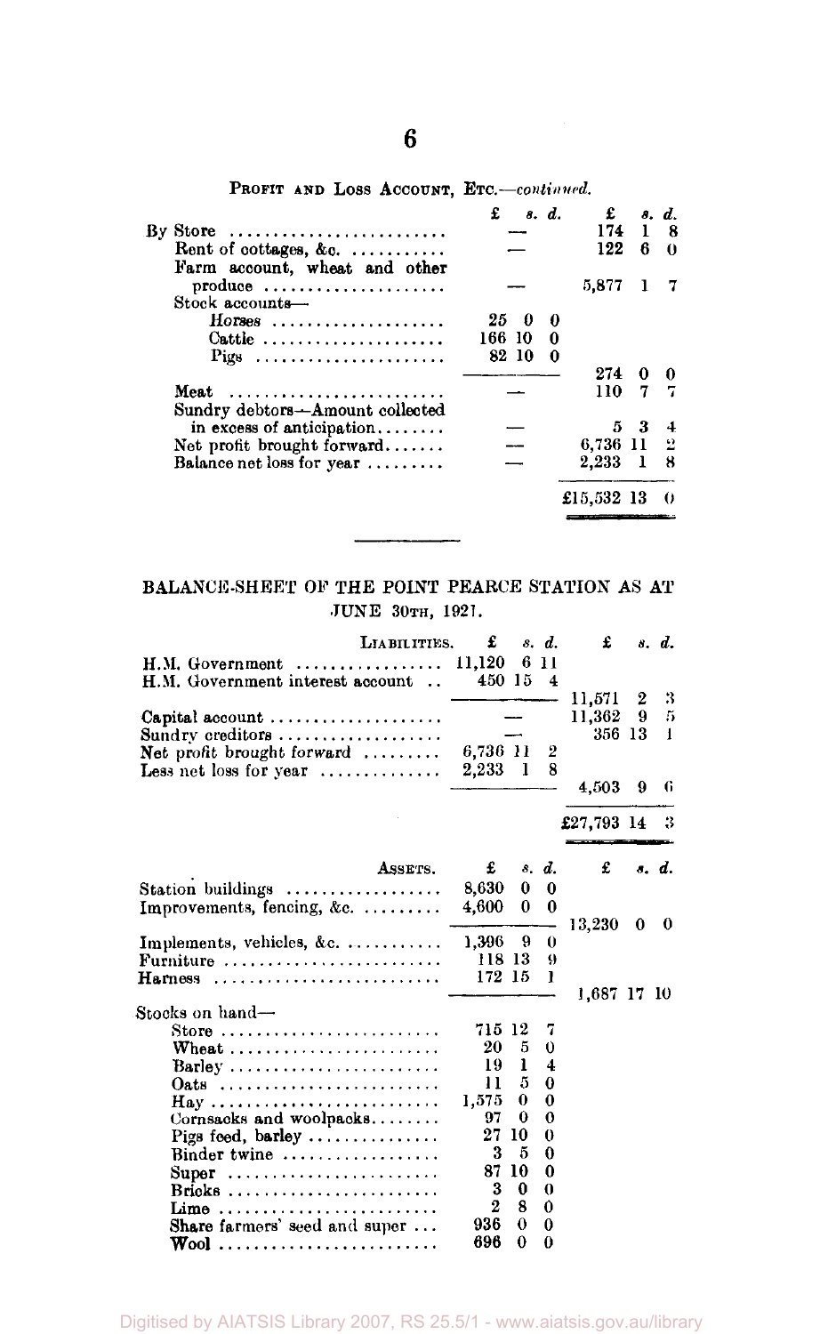PROFIT AND LOSS ACCOUNT, ETC.—*continued.*

| | £ s. d. | £ s. d. |
|---|---|---|
| By Store | — | 174 1 8 |
| Rent of cottages, &c. | — | 122 6 0 |
| Farm account, wheat and other produce | — | 5,877 1 7 |
| Stock accounts— | | |
| *Horses* | 25 0 0 | |
| Cattle | 166 10 0 | |
| Pigs | 82 10 0 | |
| | | 274 0 0 |
| Meat | — | 110 7 7 |
| Sundry debtors—Amount collected in excess of anticipation | — | 5 3 4 |
| Net profit brought forward | — | 6,736 11 2 |
| Balance net loss for year | — | 2,233 1 8 |
| | | £15,532 13 0 |

## BALANCE-SHEET OF THE POINT PEARCE STATION AS AT JUNE 30TH, 1921.

| LIABILITIES. | £ s. d. | £ s. d. |
|---|---|---|
| H.M. Government | 11,120 6 11 | |
| H.M. Government interest account | 450 15 4 | |
| | | 11,571 2 3 |
| Capital account | — | 11,362 9 5 |
| Sundry creditors | — | 356 13 1 |
| Net profit brought forward | 6,736 11 2 | |
| Less net loss for year | 2,233 1 8 | |
| | | 4,503 9 6 |
| | | £27,793 14 3 |

| ASSETS. | £ s. d. | £ s. d. |
|---|---|---|
| Station buildings | 8,630 0 0 | |
| Improvements, fencing, &c. | 4,600 0 0 | |
| | | 13,230 0 0 |
| Implements, vehicles, &c. | 1,396 9 0 | |
| Furniture | 118 13 9 | |
| Harness | 172 15 1 | |
| | | 1,687 17 10 |
| Stocks on hand— | | |
| Store | 715 12 7 | |
| Wheat | 20 5 0 | |
| Barley | 19 1 4 | |
| Oats | 11 5 0 | |
| Hay | 1,575 0 0 | |
| Cornsacks and woolpacks | 97 0 0 | |
| Pigs feed, barley | 27 10 0 | |
| Binder twine | 3 5 0 | |
| Super | 87 10 0 | |
| Bricks | 3 0 0 | |
| Lime | 2 8 0 | |
| Share farmers' seed and super | 936 0 0 | |
| Wool | 696 0 0 | |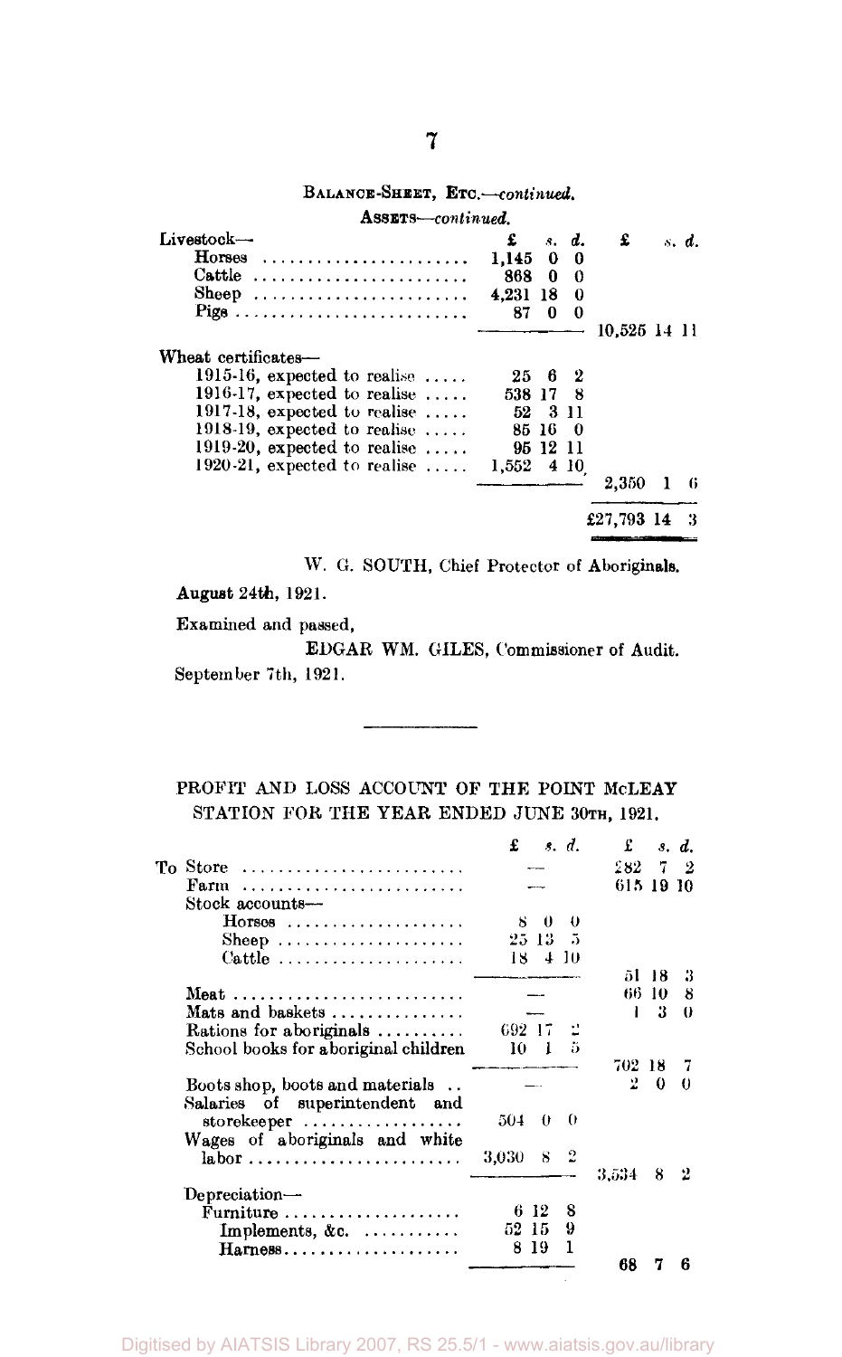BALANCE-SHEET, ETC.—*continued.*

ASSETS—*continued.*

| | £ s. d. | £ s. d. |
|---|---|---|
| Livestock— | | |
| Horses | 1,145 0 0 | |
| Cattle | 868 0 0 | |
| Sheep | 4,231 18 0 | |
| Pigs | 87 0 0 | |
| | | 10,525 14 11 |
| Wheat certificates— | | |
| 1915-16, expected to realise | 25 6 2 | |
| 1916-17, expected to realise | 538 17 8 | |
| 1917-18, expected to realise | 52 3 11 | |
| 1918-19, expected to realise | 85 16 0 | |
| 1919-20, expected to realise | 95 12 11 | |
| 1920-21, expected to realise | 1,552 4 10 | |
| | | 2,350 1 6 |
| | | £27,793 14 3 |

W. G. SOUTH, Chief Protector of Aboriginals.

**August 24th, 1921.**

Examined and passed,

EDGAR WM. GILES, Commissioner of Audit.

September 7th, 1921.

---

## PROFIT AND LOSS ACCOUNT OF THE POINT McLEAY STATION FOR THE YEAR ENDED JUNE 30TH, 1921.

| | £ s. d. | £ s. d. |
|---|---|---|
| To Store | — | 282 7 2 |
| Farm | — | 615 19 10 |
| Stock accounts— | | |
| Horses | 8 0 0 | |
| Sheep | 25 13 5 | |
| Cattle | 18 4 10 | |
| | | 51 18 3 |
| Meat | — | 66 10 8 |
| Mats and baskets | — | 1 3 0 |
| Rations for aboriginals | 692 17 2 | |
| School books for aboriginal children | 10 1 5 | |
| | | 702 18 7 |
| Boots shop, boots and materials | — | 2 0 0 |
| Salaries of superintendent and storekeeper | 504 0 0 | |
| Wages of aboriginals and white labor | 3,030 8 2 | |
| | | 3,534 8 2 |
| Depreciation— | | |
| Furniture | 6 12 8 | |
| Implements, &c. | 52 15 9 | |
| Harness | 8 19 1 | |
| | | 68 7 6 |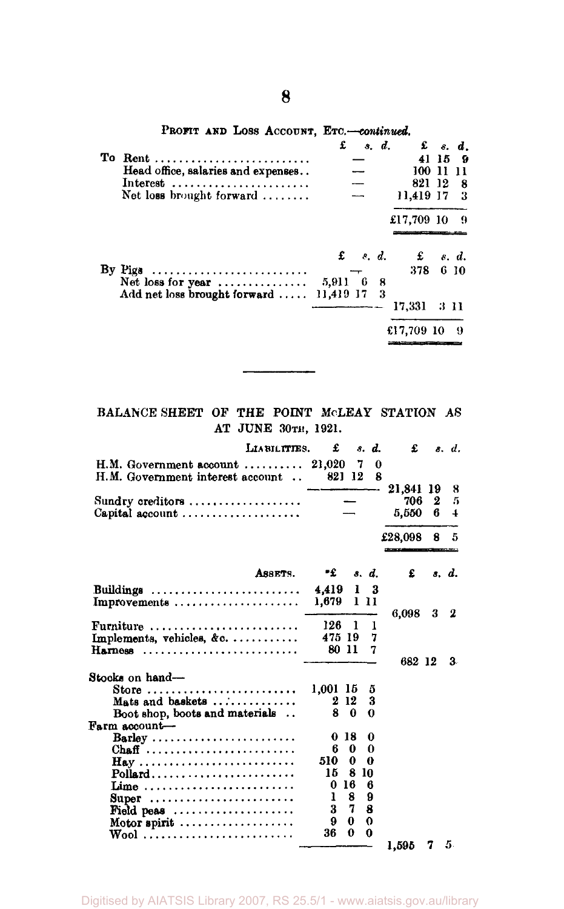PROFIT AND LOSS ACCOUNT, ETC.—*continued.*

| | £ s. d. | £ s. d. |
|---|---|---|
| To Rent | — | 41 15 9 |
| Head office, salaries and expenses | — | 100 11 11 |
| Interest | — | 821 12 8 |
| Net loss brought forward | — | 11,419 17 3 |
| | | £17,709 10 9 |

| | £ s. d. | £ s. d. |
|---|---|---|
| By Pigs | — | 378 6 10 |
| Net loss for year | 5,911 6 8 | |
| Add net loss brought forward | 11,419 17 3 | |
| | | 17,331 3 11 |
| | | £17,709 10 9 |

## BALANCE SHEET OF THE POINT McLEAY STATION AS AT JUNE 30TH, 1921.

| LIABILITIES. | £ s. d. | £ s. d. |
|---|---|---|
| H.M. Government account | 21,020 7 0 | |
| H.M. Government interest account | 821 12 8 | |
| | | 21,841 19 8 |
| Sundry creditors | — | 706 2 5 |
| Capital account | — | 5,550 6 4 |
| | | £28,098 8 5 |

| ASSETS. | £ s. d. | £ s. d. |
|---|---|---|
| Buildings | 4,419 1 3 | |
| Improvements | 1,679 1 11 | |
| | | 6,098 3 2 |
| Furniture | 126 1 1 | |
| Implements, vehicles, &c. | 475 19 7 | |
| Harness | 80 11 7 | |
| | | 682 12 3 |
| Stocks on hand— | | |
| Store | 1,001 15 5 | |
| Mats and baskets | 2 12 3 | |
| Boot shop, boots and materials | 8 0 0 | |
| Farm account— | | |
| Barley | 0 18 0 | |
| Chaff | 6 0 0 | |
| Hay | 510 0 0 | |
| Pollard | 15 8 10 | |
| Lime | 0 16 6 | |
| Super | 1 8 9 | |
| Field peas | 3 7 8 | |
| Motor spirit | 9 0 0 | |
| Wool | 36 0 0 | |
| | | 1,595 7 5 |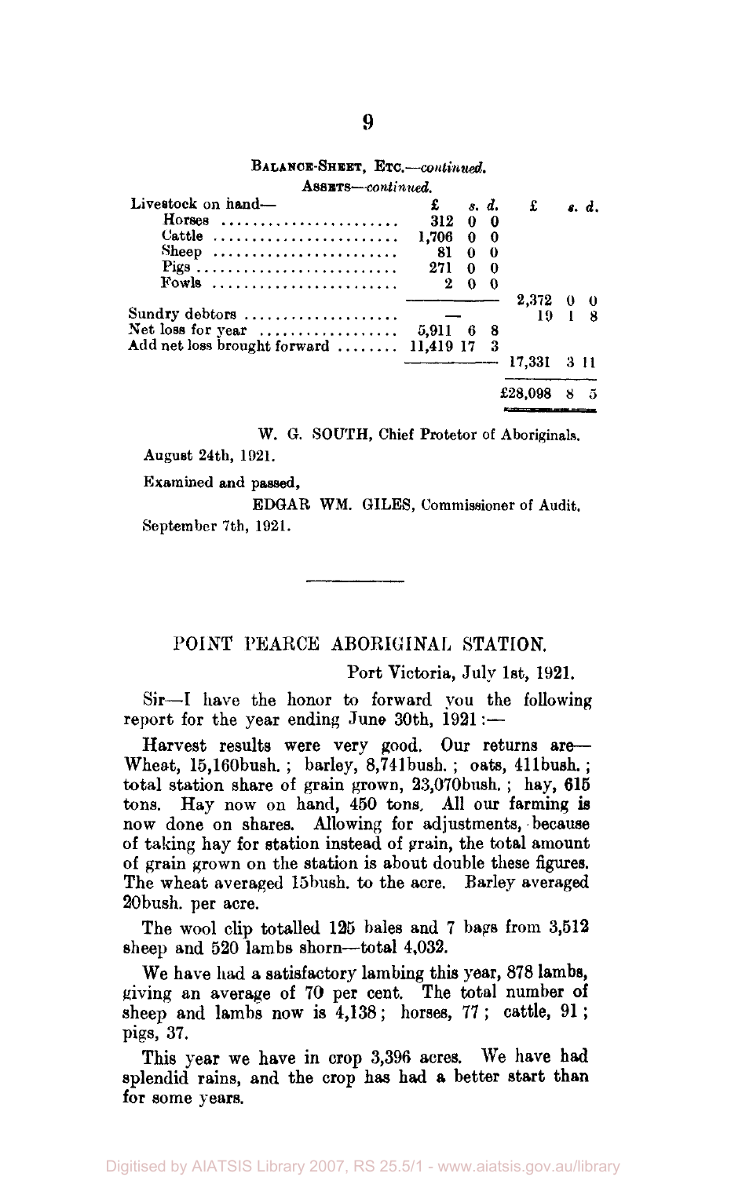BALANCE-SHEET, ETC.—*continued.*

ASSETS—*continued.*

| | £ s. d. | £ s. d. |
|---|---|---|
| Livestock on hand— | | |
| Horses | 312 0 0 | |
| Cattle | 1,706 0 0 | |
| Sheep | 81 0 0 | |
| Pigs | 271 0 0 | |
| Fowls | 2 0 0 | |
| | | 2,372 0 0 |
| Sundry debtors | — | 19 1 8 |
| Net loss for year | 5,911 6 8 | |
| Add net loss brought forward | 11,419 17 3 | |
| | | 17,331 3 11 |
| | | £28,098 8 5 |

W. G. SOUTH, Chief Protetor of Aboriginals.

August 24th, 1921.

Examined and passed,

EDGAR WM. GILES, Commissioner of Audit.

September 7th, 1921.

---

## POINT PEARCE ABORIGINAL STATION.

Port Victoria, July 1st, 1921.

Sir—I have the honor to forward you the following report for the year ending June 30th, 1921:—

Harvest results were very good. Our returns are—Wheat, 15,160bush.; barley, 8,741bush.; oats, 411bush.; total station share of grain grown, 23,070bush.; hay, 615 tons. Hay now on hand, 450 tons. All our farming is now done on shares. Allowing for adjustments, because of taking hay for station instead of grain, the total amount of grain grown on the station is about double these figures. The wheat averaged 15bush. to the acre. Barley averaged 20bush. per acre.

The wool clip totalled 125 bales and 7 bags from 3,512 sheep and 520 lambs shorn—total 4,032.

We have had a satisfactory lambing this year, 878 lambs, giving an average of 70 per cent. The total number of sheep and lambs now is 4,138; horses, 77; cattle, 91; pigs, 37.

This year we have in crop 3,396 acres. We have had splendid rains, and the crop has had a better start than for some years.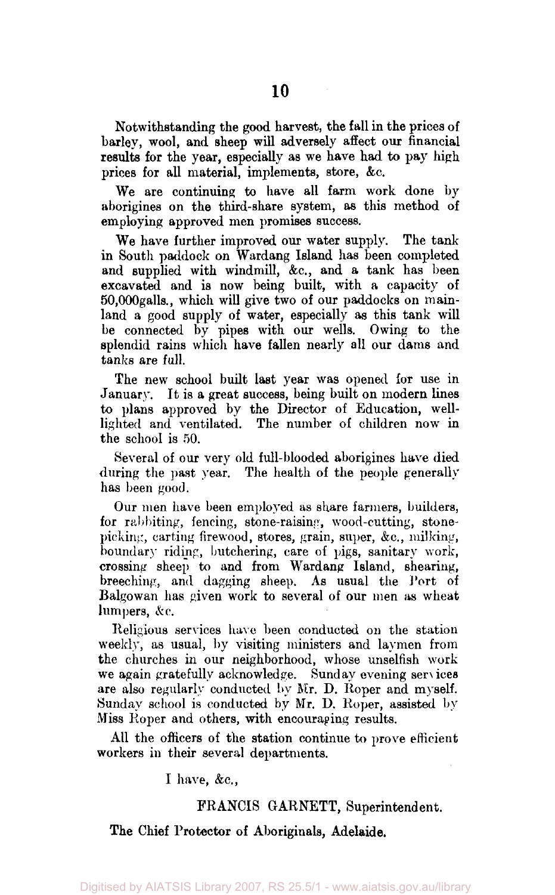Notwithstanding the good harvest, the fall in the prices of barley, wool, and sheep will adversely affect our financial results for the year, especially as we have had to pay high prices for all material, implements, store, &c.

We are continuing to have all farm work done by aborigines on the third-share system, as this method of employing approved men promises success.

We have further improved our water supply. The tank in South paddock on Wardang Island has been completed and supplied with windmill, &c., and a tank has been excavated and is now being built, with a capacity of 50,000galls., which will give two of our paddocks on mainland a good supply of water, especially as this tank will be connected by pipes with our wells. Owing to the splendid rains which have fallen nearly all our dams and tanks are full.

The new school built last year was opened for use in January. It is a great success, being built on modern lines to plans approved by the Director of Education, well-lighted and ventilated. The number of children now in the school is 50.

Several of our very old full-blooded aborigines have died during the past year. The health of the people generally has been good.

Our men have been employed as share farmers, builders, for rabbiting, fencing, stone-raising, wood-cutting, stone-picking, carting firewood, stores, grain, super, &c., milking, boundary riding, butchering, care of pigs, sanitary work, crossing sheep to and from Wardang Island, shearing, breeching, and dagging sheep. As usual the Port of Balgowan has given work to several of our men as wheat lumpers, &c.

Religious services have been conducted on the station weekly, as usual, by visiting ministers and laymen from the churches in our neighborhood, whose unselfish work we again gratefully acknowledge. Sunday evening services are also regularly conducted by Mr. D. Roper and myself. Sunday school is conducted by Mr. D. Roper, assisted by Miss Roper and others, with encouraging results.

All the officers of the station continue to prove efficient workers in their several departments.

I have, &c.,

FRANCIS GARNETT, Superintendent.

The Chief Protector of Aboriginals, Adelaide.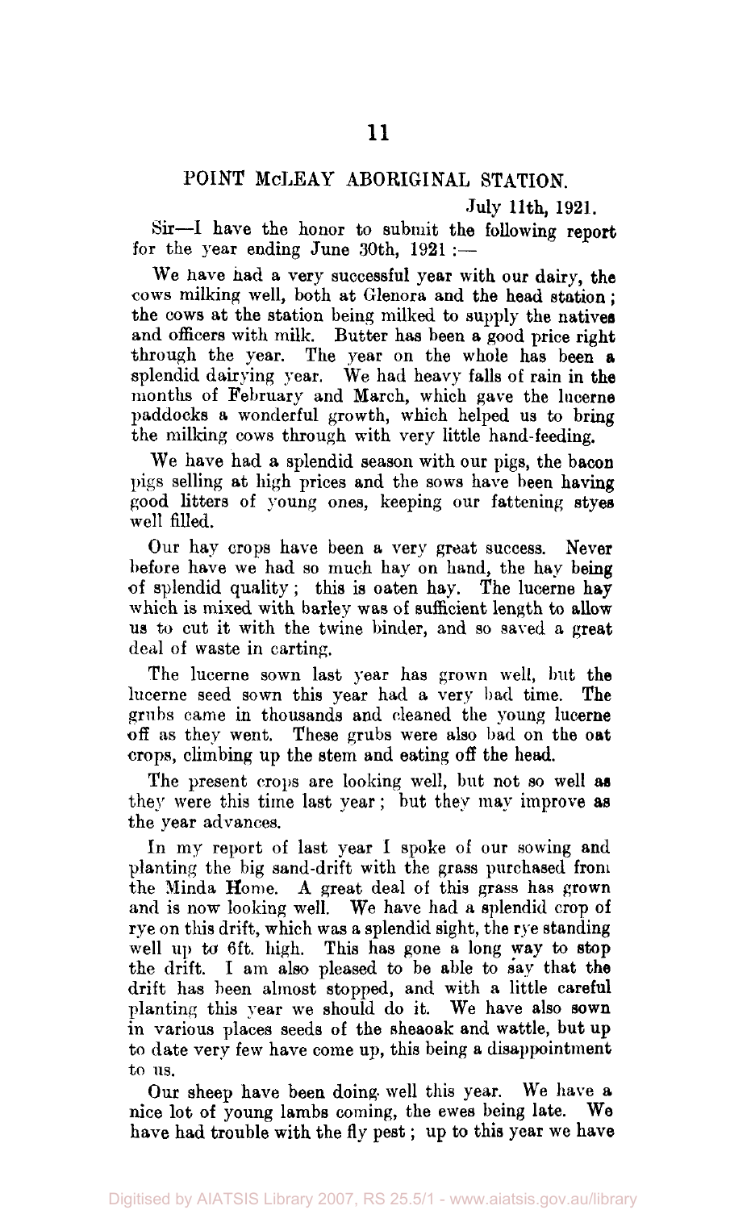## POINT McLEAY ABORIGINAL STATION.

July 11th, 1921.

Sir—I have the honor to submit the following report for the year ending June 30th, 1921 :—

We have had a very successful year with our dairy, the cows milking well, both at Glenora and the head station; the cows at the station being milked to supply the natives and officers with milk. Butter has been a good price right through the year. The year on the whole has been a splendid dairying year. We had heavy falls of rain in the months of February and March, which gave the lucerne paddocks a wonderful growth, which helped us to bring the milking cows through with very little hand-feeding.

We have had a splendid season with our pigs, the bacon pigs selling at high prices and the sows have been having good litters of young ones, keeping our fattening styes well filled.

Our hay crops have been a very great success. Never before have we had so much hay on hand, the hay being of splendid quality; this is oaten hay. The lucerne hay which is mixed with barley was of sufficient length to allow us to cut it with the twine binder, and so saved a great deal of waste in carting.

The lucerne sown last year has grown well, but the lucerne seed sown this year had a very bad time. The grubs came in thousands and cleaned the young lucerne off as they went. These grubs were also bad on the oat crops, climbing up the stem and eating off the head.

The present crops are looking well, but not so well as they were this time last year; but they may improve as the year advances.

In my report of last year I spoke of our sowing and planting the big sand-drift with the grass purchased from the Minda Home. A great deal of this grass has grown and is now looking well. We have had a splendid crop of rye on this drift, which was a splendid sight, the rye standing well up to 6ft. high. This has gone a long way to stop the drift. I am also pleased to be able to say that the drift has been almost stopped, and with a little careful planting this year we should do it. We have also sown in various places seeds of the sheaoak and wattle, but up to date very few have come up, this being a disappointment to us.

Our sheep have been doing well this year. We have a nice lot of young lambs coming, the ewes being late. We have had trouble with the fly pest; up to this year we have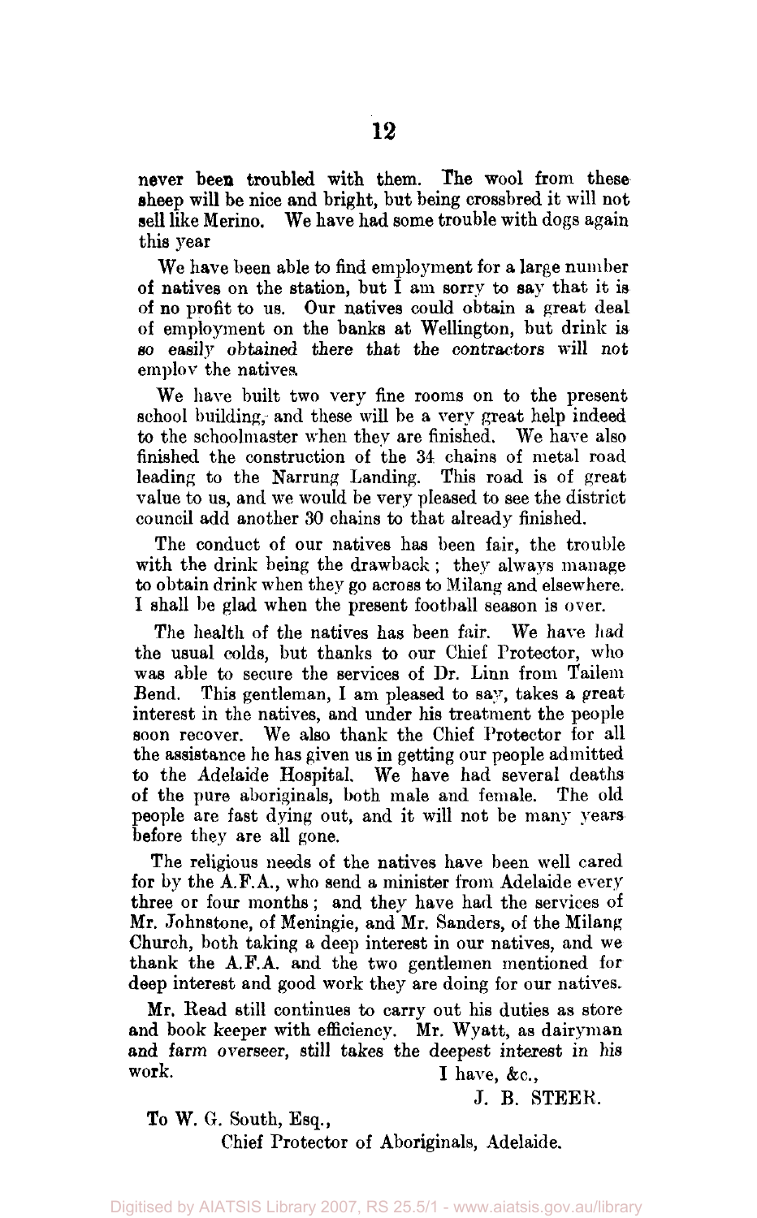never been troubled with them. The wool from these sheep will be nice and bright, but being crossbred it will not sell like Merino. We have had some trouble with dogs again this year

We have been able to find employment for a large number of natives on the station, but I am sorry to say that it is of no profit to us. Our natives could obtain a great deal of employment on the banks at Wellington, but drink is so easily obtained there that the contractors will not employ the natives.

We have built two very fine rooms on to the present school building, and these will be a very great help indeed to the schoolmaster when they are finished. We have also finished the construction of the 34 chains of metal road leading to the Narrung Landing. This road is of great value to us, and we would be very pleased to see the district council add another 30 chains to that already finished.

The conduct of our natives has been fair, the trouble with the drink being the drawback; they always manage to obtain drink when they go across to Milang and elsewhere. I shall be glad when the present football season is over.

The health of the natives has been fair. We have had the usual colds, but thanks to our Chief Protector, who was able to secure the services of Dr. Linn from Tailem Bend. This gentleman, I am pleased to say, takes a great interest in the natives, and under his treatment the people soon recover. We also thank the Chief Protector for all the assistance he has given us in getting our people admitted to the Adelaide Hospital. We have had several deaths of the pure aboriginals, both male and female. The old people are fast dying out, and it will not be many years before they are all gone.

The religious needs of the natives have been well cared for by the A.F.A., who send a minister from Adelaide every three or four months; and they have had the services of Mr. Johnstone, of Meningie, and Mr. Sanders, of the Milang Church, both taking a deep interest in our natives, and we thank the A.F.A. and the two gentlemen mentioned for deep interest and good work they are doing for our natives.

Mr. Read still continues to carry out his duties as store and book keeper with efficiency. Mr. Wyatt, as dairyman and farm overseer, still takes the deepest interest in his work.

I have, &c.,

J. B. STEER.

To W. G. South, Esq.,
Chief Protector of Aboriginals, Adelaide.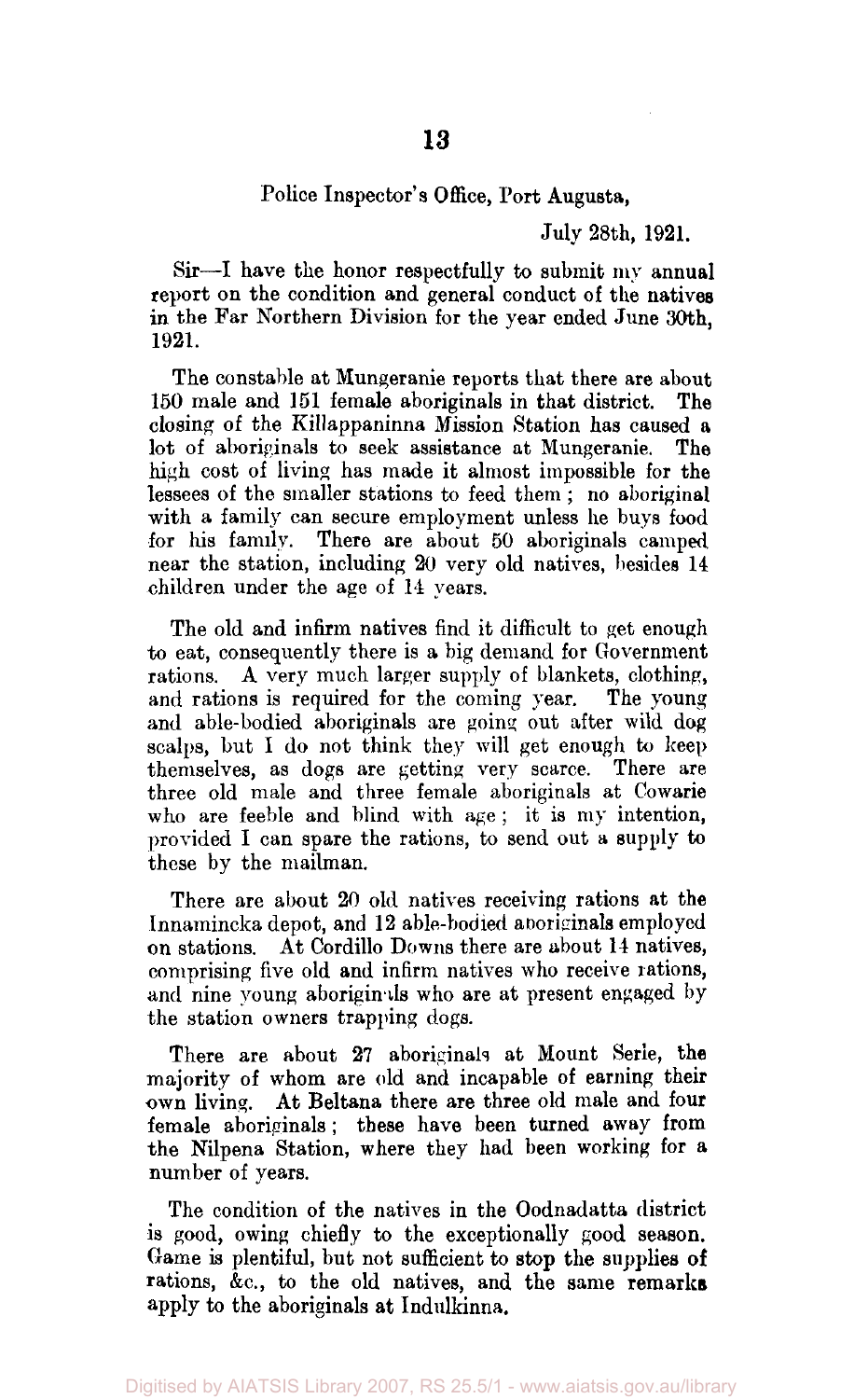Police Inspector's Office, Port Augusta,

July 28th, 1921.

Sir—I have the honor respectfully to submit my annual report on the condition and general conduct of the natives in the Far Northern Division for the year ended June 30th, 1921.

The constable at Mungeranie reports that there are about 150 male and 151 female aboriginals in that district. The closing of the Killappaninna Mission Station has caused a lot of aboriginals to seek assistance at Mungeranie. The high cost of living has made it almost impossible for the lessees of the smaller stations to feed them; no aboriginal with a family can secure employment unless he buys food for his family. There are about 50 aboriginals camped near the station, including 20 very old natives, besides 14 children under the age of 14 years.

The old and infirm natives find it difficult to get enough to eat, consequently there is a big demand for Government rations. A very much larger supply of blankets, clothing, and rations is required for the coming year. The young and able-bodied aboriginals are going out after wild dog scalps, but I do not think they will get enough to keep themselves, as dogs are getting very scarce. There are three old male and three female aboriginals at Cowarie who are feeble and blind with age; it is my intention, provided I can spare the rations, to send out a supply to these by the mailman.

There are about 20 old natives receiving rations at the Innamincka depot, and 12 able-bodied aboriginals employed on stations. At Cordillo Downs there are about 14 natives, comprising five old and infirm natives who receive rations, and nine young aboriginals who are at present engaged by the station owners trapping dogs.

There are about 27 aboriginals at Mount Serle, the majority of whom are old and incapable of earning their own living. At Beltana there are three old male and four female aboriginals; these have been turned away from the Nilpena Station, where they had been working for a number of years.

The condition of the natives in the Oodnadatta district is good, owing chiefly to the exceptionally good season. Game is plentiful, but not sufficient to stop the supplies of rations, &c., to the old natives, and the same remarks apply to the aboriginals at Indulkinna.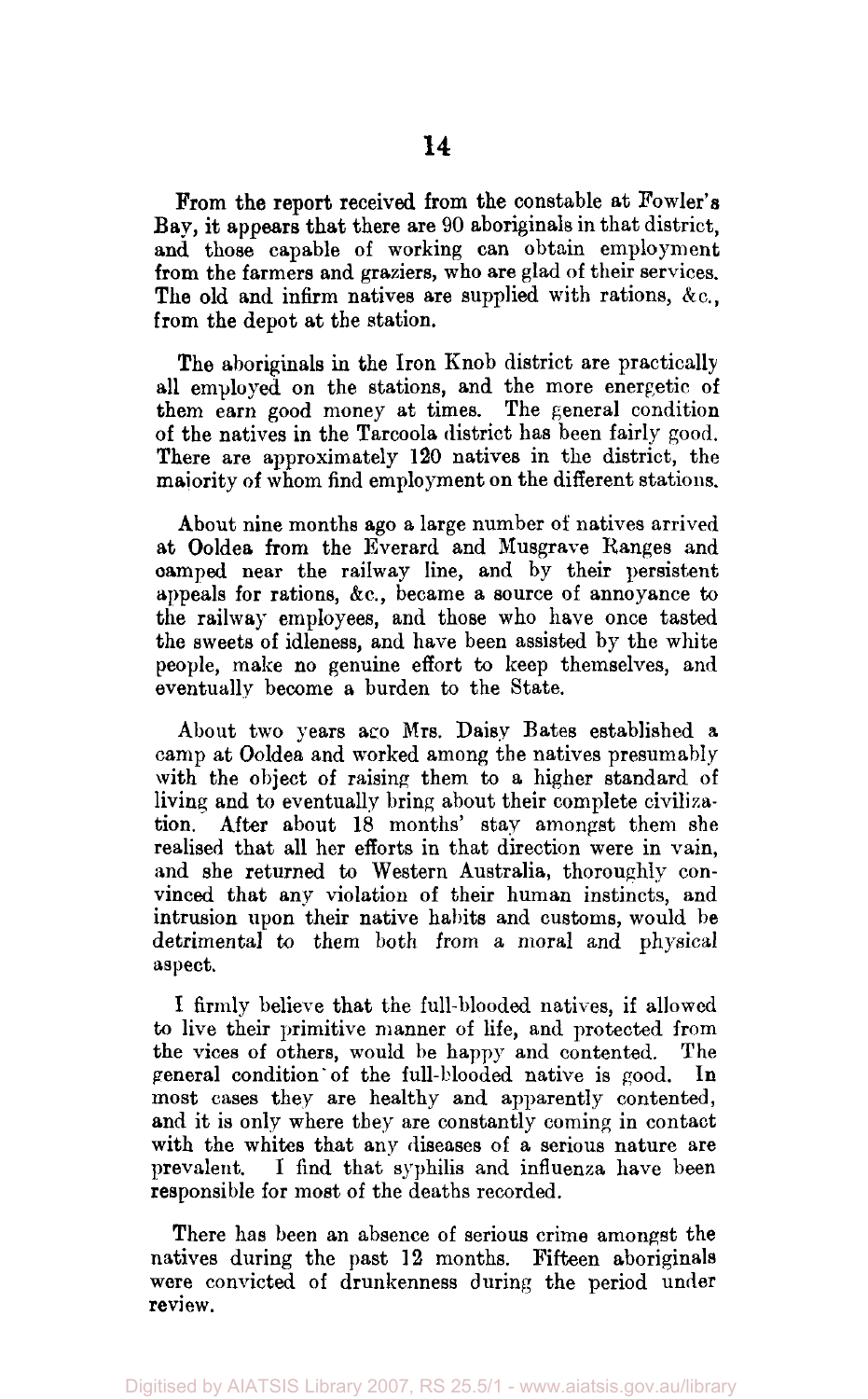From the report received from the constable at Fowler's Bay, it appears that there are 90 aboriginals in that district, and those capable of working can obtain employment from the farmers and graziers, who are glad of their services. The old and infirm natives are supplied with rations, &c., from the depot at the station.

The aboriginals in the Iron Knob district are practically all employed on the stations, and the more energetic of them earn good money at times. The general condition of the natives in the Tarcoola district has been fairly good. There are approximately 120 natives in the district, the majority of whom find employment on the different stations.

About nine months ago a large number of natives arrived at Ooldea from the Everard and Musgrave Ranges and camped near the railway line, and by their persistent appeals for rations, &c., became a source of annoyance to the railway employees, and those who have once tasted the sweets of idleness, and have been assisted by the white people, make no genuine effort to keep themselves, and eventually become a burden to the State.

About two years ago Mrs. Daisy Bates established a camp at Ooldea and worked among the natives presumably with the object of raising them to a higher standard of living and to eventually bring about their complete civilization. After about 18 months' stay amongst them she realised that all her efforts in that direction were in vain, and she returned to Western Australia, thoroughly convinced that any violation of their human instincts, and intrusion upon their native habits and customs, would be detrimental to them both from a moral and physical aspect.

I firmly believe that the full-blooded natives, if allowed to live their primitive manner of life, and protected from the vices of others, would be happy and contented. The general condition of the full-blooded native is good. In most cases they are healthy and apparently contented, and it is only where they are constantly coming in contact with the whites that any diseases of a serious nature are prevalent. I find that syphilis and influenza have been responsible for most of the deaths recorded.

There has been an absence of serious crime amongst the natives during the past 12 months. Fifteen aboriginals were convicted of drunkenness during the period under review.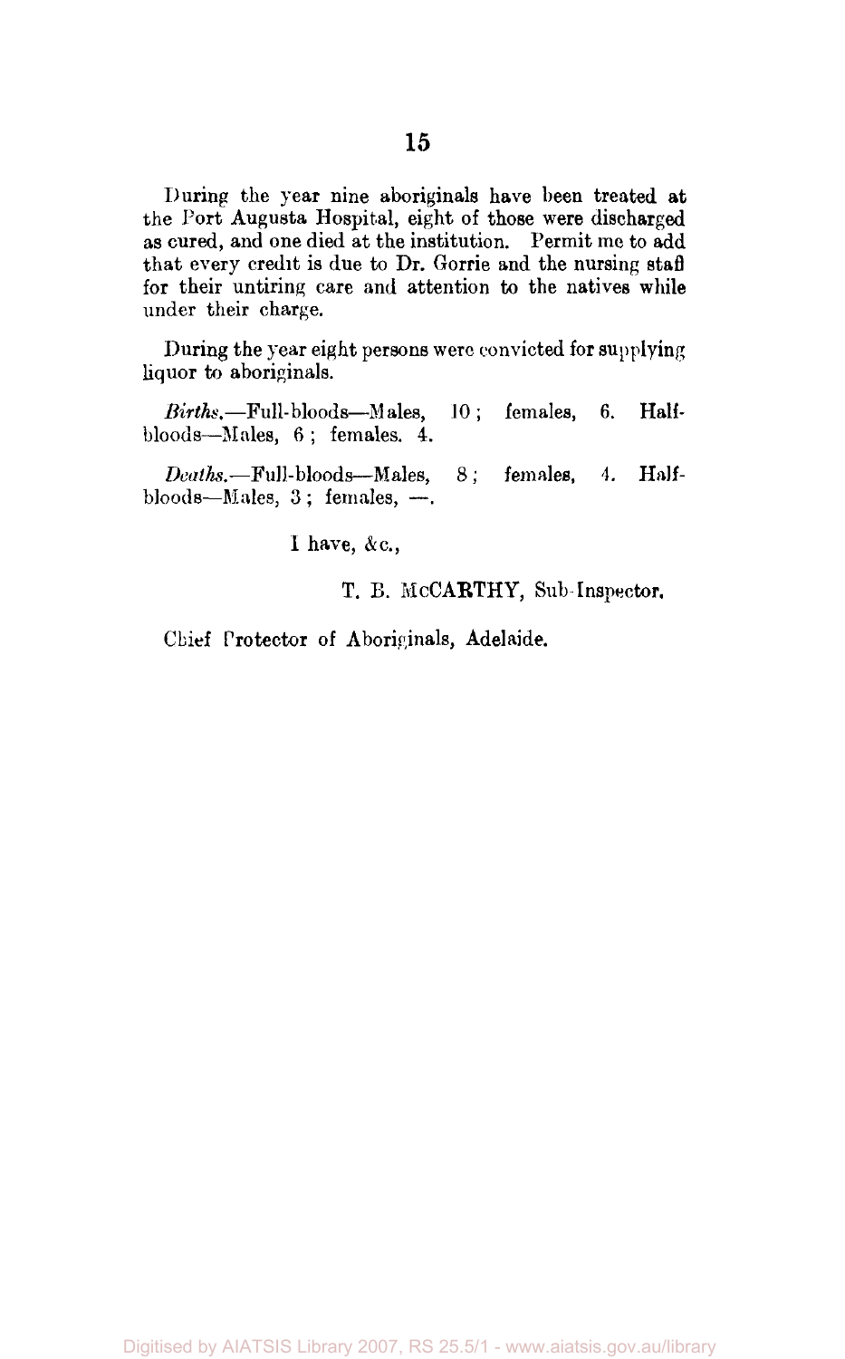During the year nine aboriginals have been treated at the Port Augusta Hospital, eight of those were discharged as cured, and one died at the institution. Permit me to add that every credit is due to Dr. Gorrie and the nursing staff for their untiring care and attention to the natives while under their charge.

During the year eight persons were convicted for supplying liquor to aboriginals.

*Births*.—Full-bloods—Males, 10; females, 6. Half-bloods—Males, 6; females. 4.

*Deaths*.—Full-bloods—Males, 8; females, 4. Half-bloods—Males, 3; females, —.

I have, &c.,

T. B. McCARTHY, Sub-Inspector.

Chief Protector of Aboriginals, Adelaide.